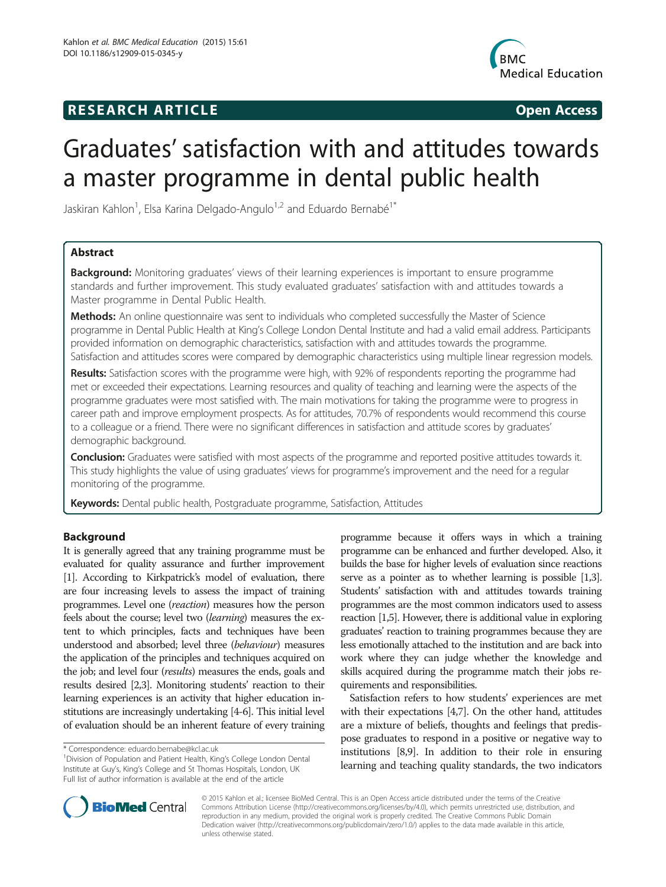**RESEARCH ARTICLE** **Open Access**

# Graduates' satisfaction with and attitudes towards a master programme in dental public health

Jaskiran Kahlon[1], Elsa Karina Delgado-Angulo[1,2] and Eduardo Bernabé[1*]

## Abstract

**Background:** Monitoring graduates' views of their learning experiences is important to ensure programme standards and further improvement. This study evaluated graduates' satisfaction with and attitudes towards a Master programme in Dental Public Health.

**Methods:** An online questionnaire was sent to individuals who completed successfully the Master of Science programme in Dental Public Health at King's College London Dental Institute and had a valid email address. Participants provided information on demographic characteristics, satisfaction with and attitudes towards the programme. Satisfaction and attitudes scores were compared by demographic characteristics using multiple linear regression models.

**Results:** Satisfaction scores with the programme were high, with 92% of respondents reporting the programme had met or exceeded their expectations. Learning resources and quality of teaching and learning were the aspects of the programme graduates were most satisfied with. The main motivations for taking the programme were to progress in career path and improve employment prospects. As for attitudes, 70.7% of respondents would recommend this course to a colleague or a friend. There were no significant differences in satisfaction and attitude scores by graduates' demographic background.

**Conclusion:** Graduates were satisfied with most aspects of the programme and reported positive attitudes towards it. This study highlights the value of using graduates' views for programme's improvement and the need for a regular monitoring of the programme.

**Keywords:** Dental public health, Postgraduate programme, Satisfaction, Attitudes

## Background

It is generally agreed that any training programme must be evaluated for quality assurance and further improvement [1]. According to Kirkpatrick's model of evaluation, there are four increasing levels to assess the impact of training programmes. Level one (*reaction*) measures how the person feels about the course; level two (*learning*) measures the extent to which principles, facts and techniques have been understood and absorbed; level three (*behaviour*) measures the application of the principles and techniques acquired on the job; and level four (*results*) measures the ends, goals and results desired [2,3]. Monitoring students' reaction to their learning experiences is an activity that higher education institutions are increasingly undertaking [4-6]. This initial level of evaluation should be an inherent feature of every training programme because it offers ways in which a training programme can be enhanced and further developed. Also, it builds the base for higher levels of evaluation since reactions serve as a pointer as to whether learning is possible [1,3]. Students' satisfaction with and attitudes towards training programmes are the most common indicators used to assess reaction [1,5]. However, there is additional value in exploring graduates' reaction to training programmes because they are less emotionally attached to the institution and are back into work where they can judge whether the knowledge and skills acquired during the programme match their jobs requirements and responsibilities.

Satisfaction refers to how students' experiences are met with their expectations [4,7]. On the other hand, attitudes are a mixture of beliefs, thoughts and feelings that predispose graduates to respond in a positive or negative way to institutions [8,9]. In addition to their role in ensuring learning and teaching quality standards, the two indicators

\* Correspondence: eduardo.bernabe@kcl.ac.uk
[1]Division of Population and Patient Health, King's College London Dental Institute at Guy's, King's College and St Thomas Hospitals, London, UK
Full list of author information is available at the end of the article

© 2015 Kahlon et al.; licensee BioMed Central. This is an Open Access article distributed under the terms of the Creative Commons Attribution License (http://creativecommons.org/licenses/by/4.0), which permits unrestricted use, distribution, and reproduction in any medium, provided the original work is properly credited. The Creative Commons Public Domain Dedication waiver (http://creativecommons.org/publicdomain/zero/1.0/) applies to the data made available in this article, unless otherwise stated.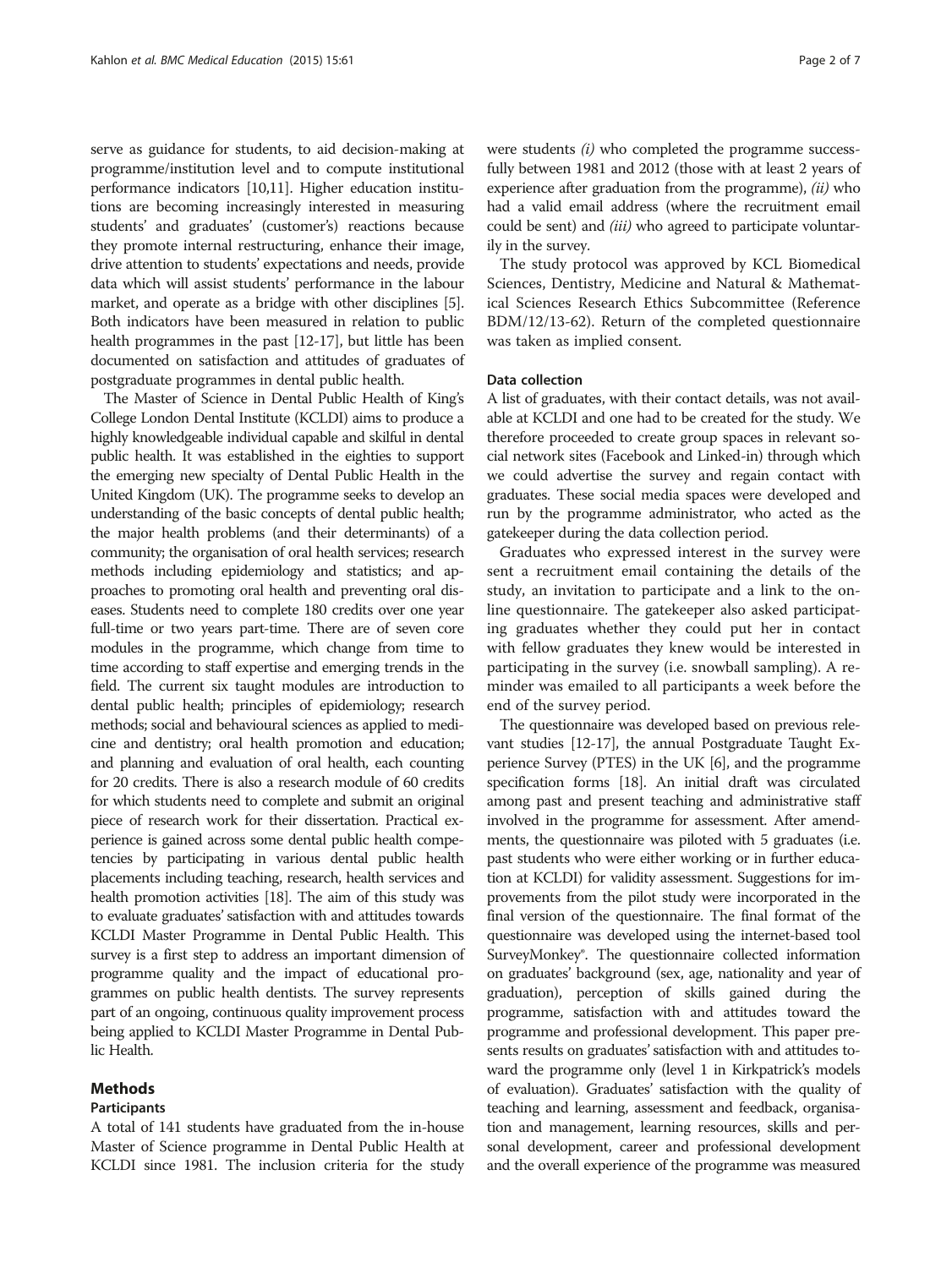serve as guidance for students, to aid decision-making at programme/institution level and to compute institutional performance indicators [10,11]. Higher education institutions are becoming increasingly interested in measuring students' and graduates' (customer's) reactions because they promote internal restructuring, enhance their image, drive attention to students' expectations and needs, provide data which will assist students' performance in the labour market, and operate as a bridge with other disciplines [5]. Both indicators have been measured in relation to public health programmes in the past [12-17], but little has been documented on satisfaction and attitudes of graduates of postgraduate programmes in dental public health.

The Master of Science in Dental Public Health of King's College London Dental Institute (KCLDI) aims to produce a highly knowledgeable individual capable and skilful in dental public health. It was established in the eighties to support the emerging new specialty of Dental Public Health in the United Kingdom (UK). The programme seeks to develop an understanding of the basic concepts of dental public health; the major health problems (and their determinants) of a community; the organisation of oral health services; research methods including epidemiology and statistics; and approaches to promoting oral health and preventing oral diseases. Students need to complete 180 credits over one year full-time or two years part-time. There are of seven core modules in the programme, which change from time to time according to staff expertise and emerging trends in the field. The current six taught modules are introduction to dental public health; principles of epidemiology; research methods; social and behavioural sciences as applied to medicine and dentistry; oral health promotion and education; and planning and evaluation of oral health, each counting for 20 credits. There is also a research module of 60 credits for which students need to complete and submit an original piece of research work for their dissertation. Practical experience is gained across some dental public health competencies by participating in various dental public health placements including teaching, research, health services and health promotion activities [18]. The aim of this study was to evaluate graduates' satisfaction with and attitudes towards KCLDI Master Programme in Dental Public Health. This survey is a first step to address an important dimension of programme quality and the impact of educational programmes on public health dentists. The survey represents part of an ongoing, continuous quality improvement process being applied to KCLDI Master Programme in Dental Public Health.

## Methods

### Participants

A total of 141 students have graduated from the in-house Master of Science programme in Dental Public Health at KCLDI since 1981. The inclusion criteria for the study were students *(i)* who completed the programme successfully between 1981 and 2012 (those with at least 2 years of experience after graduation from the programme), *(ii)* who had a valid email address (where the recruitment email could be sent) and *(iii)* who agreed to participate voluntarily in the survey.

The study protocol was approved by KCL Biomedical Sciences, Dentistry, Medicine and Natural & Mathematical Sciences Research Ethics Subcommittee (Reference BDM/12/13-62). Return of the completed questionnaire was taken as implied consent.

### Data collection

A list of graduates, with their contact details, was not available at KCLDI and one had to be created for the study. We therefore proceeded to create group spaces in relevant social network sites (Facebook and Linked-in) through which we could advertise the survey and regain contact with graduates. These social media spaces were developed and run by the programme administrator, who acted as the gatekeeper during the data collection period.

Graduates who expressed interest in the survey were sent a recruitment email containing the details of the study, an invitation to participate and a link to the online questionnaire. The gatekeeper also asked participating graduates whether they could put her in contact with fellow graduates they knew would be interested in participating in the survey (i.e. snowball sampling). A reminder was emailed to all participants a week before the end of the survey period.

The questionnaire was developed based on previous relevant studies [12-17], the annual Postgraduate Taught Experience Survey (PTES) in the UK [6], and the programme specification forms [18]. An initial draft was circulated among past and present teaching and administrative staff involved in the programme for assessment. After amendments, the questionnaire was piloted with 5 graduates (i.e. past students who were either working or in further education at KCLDI) for validity assessment. Suggestions for improvements from the pilot study were incorporated in the final version of the questionnaire. The final format of the questionnaire was developed using the internet-based tool SurveyMonkey®. The questionnaire collected information on graduates' background (sex, age, nationality and year of graduation), perception of skills gained during the programme, satisfaction with and attitudes toward the programme and professional development. This paper presents results on graduates' satisfaction with and attitudes toward the programme only (level 1 in Kirkpatrick's models of evaluation). Graduates' satisfaction with the quality of teaching and learning, assessment and feedback, organisation and management, learning resources, skills and personal development, career and professional development and the overall experience of the programme was measured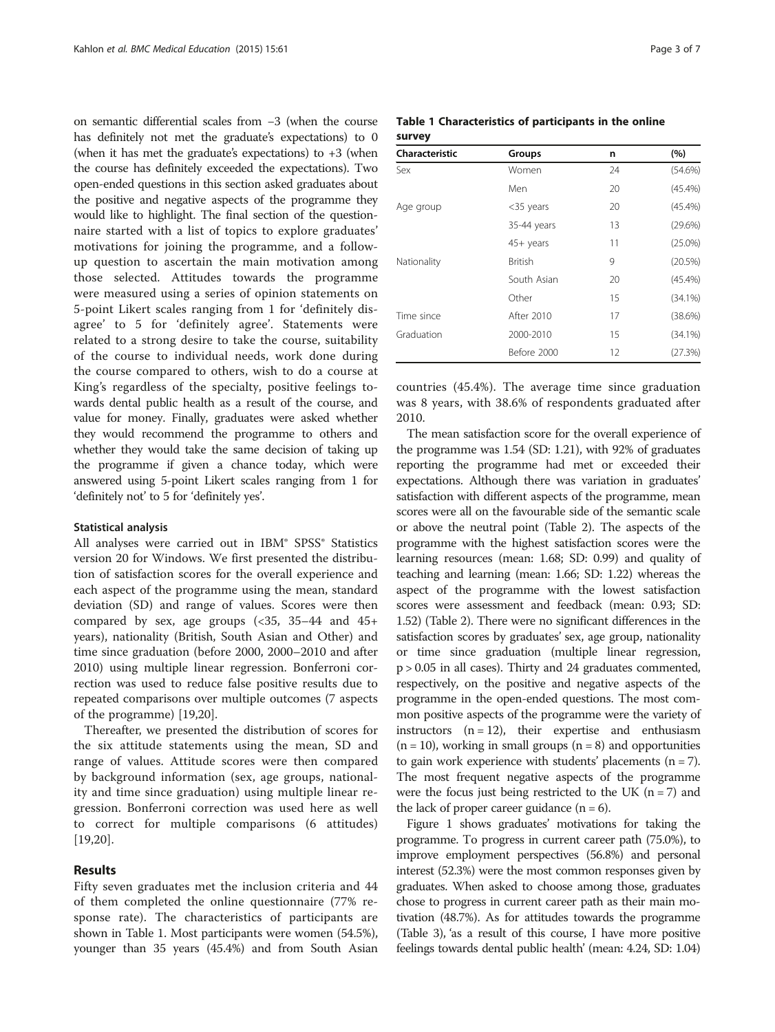on semantic differential scales from −3 (when the course has definitely not met the graduate's expectations) to 0 (when it has met the graduate's expectations) to +3 (when the course has definitely exceeded the expectations). Two open-ended questions in this section asked graduates about the positive and negative aspects of the programme they would like to highlight. The final section of the questionnaire started with a list of topics to explore graduates' motivations for joining the programme, and a follow-up question to ascertain the main motivation among those selected. Attitudes towards the programme were measured using a series of opinion statements on 5-point Likert scales ranging from 1 for 'definitely disagree' to 5 for 'definitely agree'. Statements were related to a strong desire to take the course, suitability of the course to individual needs, work done during the course compared to others, wish to do a course at King's regardless of the specialty, positive feelings towards dental public health as a result of the course, and value for money. Finally, graduates were asked whether they would recommend the programme to others and whether they would take the same decision of taking up the programme if given a chance today, which were answered using 5-point Likert scales ranging from 1 for 'definitely not' to 5 for 'definitely yes'.

### Statistical analysis

All analyses were carried out in IBM® SPSS® Statistics version 20 for Windows. We first presented the distribution of satisfaction scores for the overall experience and each aspect of the programme using the mean, standard deviation (SD) and range of values. Scores were then compared by sex, age groups (<35, 35–44 and 45+ years), nationality (British, South Asian and Other) and time since graduation (before 2000, 2000–2010 and after 2010) using multiple linear regression. Bonferroni correction was used to reduce false positive results due to repeated comparisons over multiple outcomes (7 aspects of the programme) [19,20].

Thereafter, we presented the distribution of scores for the six attitude statements using the mean, SD and range of values. Attitude scores were then compared by background information (sex, age groups, nationality and time since graduation) using multiple linear regression. Bonferroni correction was used here as well to correct for multiple comparisons (6 attitudes) [19,20].

## Results

Fifty seven graduates met the inclusion criteria and 44 of them completed the online questionnaire (77% response rate). The characteristics of participants are shown in Table 1. Most participants were women (54.5%), younger than 35 years (45.4%) and from South Asian countries (45.4%). The average time since graduation was 8 years, with 38.6% of respondents graduated after 2010.

**Table 1 Characteristics of participants in the online survey**

| Characteristic | Groups | n | (%) |
|---|---|---|---|
| Sex | Women | 24 | (54.6%) |
| | Men | 20 | (45.4%) |
| Age group | <35 years | 20 | (45.4%) |
| | 35-44 years | 13 | (29.6%) |
| | 45+ years | 11 | (25.0%) |
| Nationality | British | 9 | (20.5%) |
| | South Asian | 20 | (45.4%) |
| | Other | 15 | (34.1%) |
| Time since Graduation | After 2010 | 17 | (38.6%) |
| | 2000-2010 | 15 | (34.1%) |
| | Before 2000 | 12 | (27.3%) |

The mean satisfaction score for the overall experience of the programme was 1.54 (SD: 1.21), with 92% of graduates reporting the programme had met or exceeded their expectations. Although there was variation in graduates' satisfaction with different aspects of the programme, mean scores were all on the favourable side of the semantic scale or above the neutral point (Table 2). The aspects of the programme with the highest satisfaction scores were the learning resources (mean: 1.68; SD: 0.99) and quality of teaching and learning (mean: 1.66; SD: 1.22) whereas the aspect of the programme with the lowest satisfaction scores were assessment and feedback (mean: 0.93; SD: 1.52) (Table 2). There were no significant differences in the satisfaction scores by graduates' sex, age group, nationality or time since graduation (multiple linear regression, $p > 0.05$ in all cases). Thirty and 24 graduates commented, respectively, on the positive and negative aspects of the programme in the open-ended questions. The most common positive aspects of the programme were the variety of instructors ($n = 12$), their expertise and enthusiasm ($n = 10$), working in small groups ($n = 8$) and opportunities to gain work experience with students' placements ($n = 7$). The most frequent negative aspects of the programme were the focus just being restricted to the UK ($n = 7$) and the lack of proper career guidance ($n = 6$).

Figure 1 shows graduates' motivations for taking the programme. To progress in current career path (75.0%), to improve employment perspectives (56.8%) and personal interest (52.3%) were the most common responses given by graduates. When asked to choose among those, graduates chose to progress in current career path as their main motivation (48.7%). As for attitudes towards the programme (Table 3), 'as a result of this course, I have more positive feelings towards dental public health' (mean: 4.24, SD: 1.04)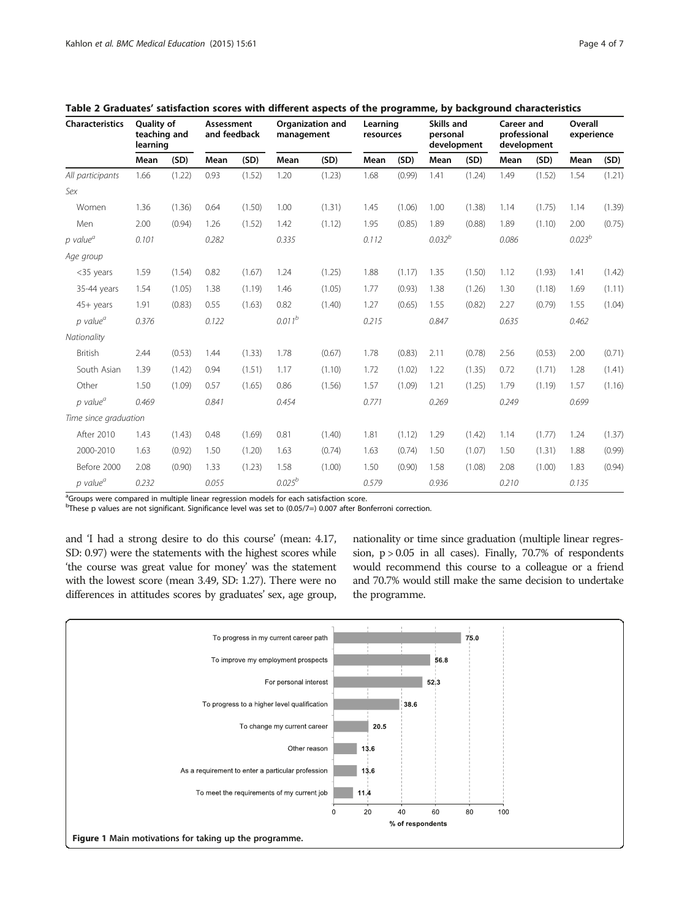**Table 2 Graduates' satisfaction scores with different aspects of the programme, by background characteristics**

| Characteristics | Quality of teaching and learning | | Assessment and feedback | | Organization and management | | Learning resources | | Skills and personal development | | Career and professional development | | Overall experience | |
|---|---|---|---|---|---|---|---|---|---|---|---|---|---|---|
| | Mean | (SD) | Mean | (SD) | Mean | (SD) | Mean | (SD) | Mean | (SD) | Mean | (SD) | Mean | (SD) |
| *All participants* | 1.66 | (1.22) | 0.93 | (1.52) | 1.20 | (1.23) | 1.68 | (0.99) | 1.41 | (1.24) | 1.49 | (1.52) | 1.54 | (1.21) |
| *Sex* | | | | | | | | | | | | | | |
| Women | 1.36 | (1.36) | 0.64 | (1.50) | 1.00 | (1.31) | 1.45 | (1.06) | 1.00 | (1.38) | 1.14 | (1.75) | 1.14 | (1.39) |
| Men | 2.00 | (0.94) | 1.26 | (1.52) | 1.42 | (1.12) | 1.95 | (0.85) | 1.89 | (0.88) | 1.89 | (1.10) | 2.00 | (0.75) |
| *p value*[a] | *0.101* | | *0.282* | | *0.335* | | *0.112* | | *0.032*[b] | | *0.086* | | *0.023*[b] | |
| *Age group* | | | | | | | | | | | | | | |
| <35 years | 1.59 | (1.54) | 0.82 | (1.67) | 1.24 | (1.25) | 1.88 | (1.17) | 1.35 | (1.50) | 1.12 | (1.93) | 1.41 | (1.42) |
| 35-44 years | 1.54 | (1.05) | 1.38 | (1.19) | 1.46 | (1.05) | 1.77 | (0.93) | 1.38 | (1.26) | 1.30 | (1.18) | 1.69 | (1.11) |
| 45+ years | 1.91 | (0.83) | 0.55 | (1.63) | 0.82 | (1.40) | 1.27 | (0.65) | 1.55 | (0.82) | 2.27 | (0.79) | 1.55 | (1.04) |
| *p value*[a] | *0.376* | | *0.122* | | *0.011*[b] | | *0.215* | | *0.847* | | *0.635* | | *0.462* | |
| *Nationality* | | | | | | | | | | | | | | |
| British | 2.44 | (0.53) | 1.44 | (1.33) | 1.78 | (0.67) | 1.78 | (0.83) | 2.11 | (0.78) | 2.56 | (0.53) | 2.00 | (0.71) |
| South Asian | 1.39 | (1.42) | 0.94 | (1.51) | 1.17 | (1.10) | 1.72 | (1.02) | 1.22 | (1.35) | 0.72 | (1.71) | 1.28 | (1.41) |
| Other | 1.50 | (1.09) | 0.57 | (1.65) | 0.86 | (1.56) | 1.57 | (1.09) | 1.21 | (1.25) | 1.79 | (1.19) | 1.57 | (1.16) |
| *p value*[a] | *0.469* | | *0.841* | | *0.454* | | *0.771* | | *0.269* | | *0.249* | | *0.699* | |
| *Time since graduation* | | | | | | | | | | | | | | |
| After 2010 | 1.43 | (1.43) | 0.48 | (1.69) | 0.81 | (1.40) | 1.81 | (1.12) | 1.29 | (1.42) | 1.14 | (1.77) | 1.24 | (1.37) |
| 2000-2010 | 1.63 | (0.92) | 1.50 | (1.20) | 1.63 | (0.74) | 1.63 | (0.74) | 1.50 | (1.07) | 1.50 | (1.31) | 1.88 | (0.99) |
| Before 2000 | 2.08 | (0.90) | 1.33 | (1.23) | 1.58 | (1.00) | 1.50 | (0.90) | 1.58 | (1.08) | 2.08 | (1.00) | 1.83 | (0.94) |
| *p value*[a] | *0.232* | | *0.055* | | *0.025*[b] | | *0.579* | | *0.936* | | *0.210* | | *0.135* | |

[a]Groups were compared in multiple linear regression models for each satisfaction score.
[b]These p values are not significant. Significance level was set to (0.05/7=) 0.007 after Bonferroni correction.

and 'I had a strong desire to do this course' (mean: 4.17, SD: 0.97) were the statements with the highest scores while 'the course was great value for money' was the statement with the lowest score (mean 3.49, SD: 1.27). There were no differences in attitudes scores by graduates' sex, age group, nationality or time since graduation (multiple linear regression, $p > 0.05$ in all cases). Finally, 70.7% of respondents would recommend this course to a colleague or a friend and 70.7% would still make the same decision to undertake the programme.

**Figure 1** Main motivations for taking up the programme.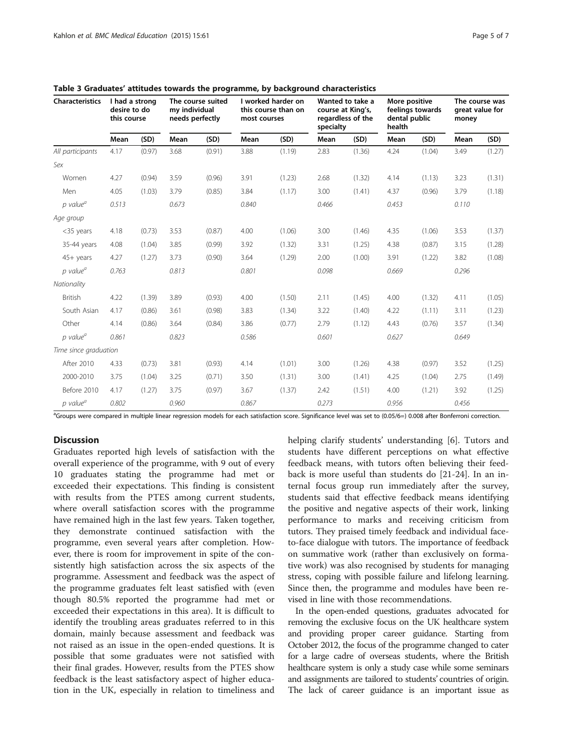**Table 3 Graduates' attitudes towards the programme, by background characteristics**

| Characteristics | I had a strong desire to do this course | | The course suited my individual needs perfectly | | I worked harder on this course than on most courses | | Wanted to take a course at King's, regardless of the specialty | | More positive feelings towards dental public health | | The course was great value for money | |
|---|---|---|---|---|---|---|---|---|---|---|---|---|
| | Mean | (SD) | Mean | (SD) | Mean | (SD) | Mean | (SD) | Mean | (SD) | Mean | (SD) |
| *All participants* | 4.17 | (0.97) | 3.68 | (0.91) | 3.88 | (1.19) | 2.83 | (1.36) | 4.24 | (1.04) | 3.49 | (1.27) |
| *Sex* | | | | | | | | | | | | |
| Women | 4.27 | (0.94) | 3.59 | (0.96) | 3.91 | (1.23) | 2.68 | (1.32) | 4.14 | (1.13) | 3.23 | (1.31) |
| Men | 4.05 | (1.03) | 3.79 | (0.85) | 3.84 | (1.17) | 3.00 | (1.41) | 4.37 | (0.96) | 3.79 | (1.18) |
| *p value*[a] | *0.513* | | *0.673* | | *0.840* | | *0.466* | | *0.453* | | *0.110* | |
| *Age group* | | | | | | | | | | | | |
| <35 years | 4.18 | (0.73) | 3.53 | (0.87) | 4.00 | (1.06) | 3.00 | (1.46) | 4.35 | (1.06) | 3.53 | (1.37) |
| 35-44 years | 4.08 | (1.04) | 3.85 | (0.99) | 3.92 | (1.32) | 3.31 | (1.25) | 4.38 | (0.87) | 3.15 | (1.28) |
| 45+ years | 4.27 | (1.27) | 3.73 | (0.90) | 3.64 | (1.29) | 2.00 | (1.00) | 3.91 | (1.22) | 3.82 | (1.08) |
| *p value*[a] | *0.763* | | *0.813* | | *0.801* | | *0.098* | | *0.669* | | *0.296* | |
| *Nationality* | | | | | | | | | | | | |
| British | 4.22 | (1.39) | 3.89 | (0.93) | 4.00 | (1.50) | 2.11 | (1.45) | 4.00 | (1.32) | 4.11 | (1.05) |
| South Asian | 4.17 | (0.86) | 3.61 | (0.98) | 3.83 | (1.34) | 3.22 | (1.40) | 4.22 | (1.11) | 3.11 | (1.23) |
| Other | 4.14 | (0.86) | 3.64 | (0.84) | 3.86 | (0.77) | 2.79 | (1.12) | 4.43 | (0.76) | 3.57 | (1.34) |
| *p value*[a] | *0.861* | | *0.823* | | *0.586* | | *0.601* | | *0.627* | | *0.649* | |
| *Time since graduation* | | | | | | | | | | | | |
| After 2010 | 4.33 | (0.73) | 3.81 | (0.93) | 4.14 | (1.01) | 3.00 | (1.26) | 4.38 | (0.97) | 3.52 | (1.25) |
| 2000-2010 | 3.75 | (1.04) | 3.25 | (0.71) | 3.50 | (1.31) | 3.00 | (1.41) | 4.25 | (1.04) | 2.75 | (1.49) |
| Before 2010 | 4.17 | (1.27) | 3.75 | (0.97) | 3.67 | (1.37) | 2.42 | (1.51) | 4.00 | (1.21) | 3.92 | (1.25) |
| *p value*[a] | *0.802* | | *0.960* | | *0.867* | | *0.273* | | *0.956* | | *0.456* | |

[a]Groups were compared in multiple linear regression models for each satisfaction score. Significance level was set to (0.05/6=) 0.008 after Bonferroni correction.

## Discussion

Graduates reported high levels of satisfaction with the overall experience of the programme, with 9 out of every 10 graduates stating the programme had met or exceeded their expectations. This finding is consistent with results from the PTES among current students, where overall satisfaction scores with the programme have remained high in the last few years. Taken together, they demonstrate continued satisfaction with the programme, even several years after completion. However, there is room for improvement in spite of the consistently high satisfaction across the six aspects of the programme. Assessment and feedback was the aspect of the programme graduates felt least satisfied with (even though 80.5% reported the programme had met or exceeded their expectations in this area). It is difficult to identify the troubling areas graduates referred to in this domain, mainly because assessment and feedback was not raised as an issue in the open-ended questions. It is possible that some graduates were not satisfied with their final grades. However, results from the PTES show feedback is the least satisfactory aspect of higher education in the UK, especially in relation to timeliness and helping clarify students' understanding [6]. Tutors and students have different perceptions on what effective feedback means, with tutors often believing their feedback is more useful than students do [21-24]. In an internal focus group run immediately after the survey, students said that effective feedback means identifying the positive and negative aspects of their work, linking performance to marks and receiving criticism from tutors. They praised timely feedback and individual face-to-face dialogue with tutors. The importance of feedback on summative work (rather than exclusively on formative work) was also recognised by students for managing stress, coping with possible failure and lifelong learning. Since then, the programme and modules have been revised in line with those recommendations.

In the open-ended questions, graduates advocated for removing the exclusive focus on the UK healthcare system and providing proper career guidance. Starting from October 2012, the focus of the programme changed to cater for a large cadre of overseas students, where the British healthcare system is only a study case while some seminars and assignments are tailored to students' countries of origin. The lack of career guidance is an important issue as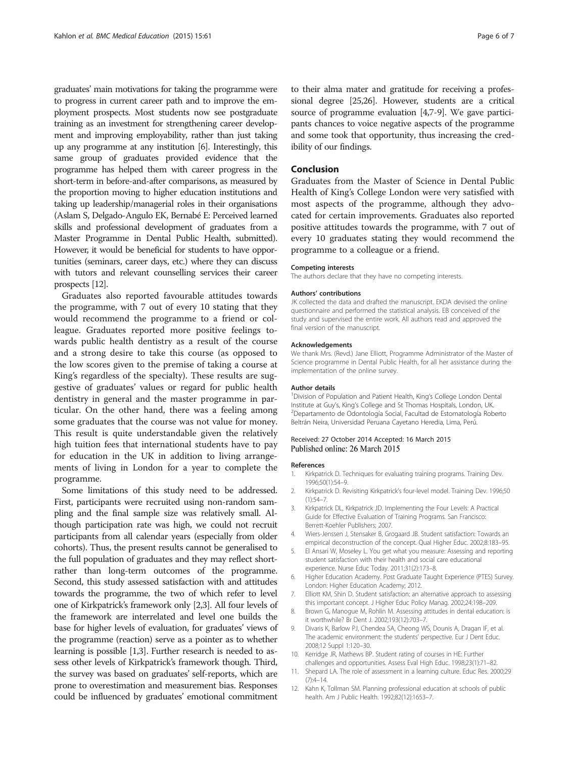graduates' main motivations for taking the programme were to progress in current career path and to improve the employment prospects. Most students now see postgraduate training as an investment for strengthening career development and improving employability, rather than just taking up any programme at any institution [6]. Interestingly, this same group of graduates provided evidence that the programme has helped them with career progress in the short-term in before-and-after comparisons, as measured by the proportion moving to higher education institutions and taking up leadership/managerial roles in their organisations (Aslam S, Delgado-Angulo EK, Bernabé E: Perceived learned skills and professional development of graduates from a Master Programme in Dental Public Health, submitted). However, it would be beneficial for students to have opportunities (seminars, career days, etc.) where they can discuss with tutors and relevant counselling services their career prospects [12].

Graduates also reported favourable attitudes towards the programme, with 7 out of every 10 stating that they would recommend the programme to a friend or colleague. Graduates reported more positive feelings towards public health dentistry as a result of the course and a strong desire to take this course (as opposed to the low scores given to the premise of taking a course at King's regardless of the specialty). These results are suggestive of graduates' values or regard for public health dentistry in general and the master programme in particular. On the other hand, there was a feeling among some graduates that the course was not value for money. This result is quite understandable given the relatively high tuition fees that international students have to pay for education in the UK in addition to living arrangements of living in London for a year to complete the programme.

Some limitations of this study need to be addressed. First, participants were recruited using non-random sampling and the final sample size was relatively small. Although participation rate was high, we could not recruit participants from all calendar years (especially from older cohorts). Thus, the present results cannot be generalised to the full population of graduates and they may reflect short-rather than long-term outcomes of the programme. Second, this study assessed satisfaction with and attitudes towards the programme, the two of which refer to level one of Kirkpatrick's framework only [2,3]. All four levels of the framework are interrelated and level one builds the base for higher levels of evaluation, for graduates' views of the programme (reaction) serve as a pointer as to whether learning is possible [1,3]. Further research is needed to assess other levels of Kirkpatrick's framework though. Third, the survey was based on graduates' self-reports, which are prone to overestimation and measurement bias. Responses could be influenced by graduates' emotional commitment to their alma mater and gratitude for receiving a professional degree [25,26]. However, students are a critical source of programme evaluation [4,7-9]. We gave participants chances to voice negative aspects of the programme and some took that opportunity, thus increasing the credibility of our findings.

## Conclusion

Graduates from the Master of Science in Dental Public Health of King's College London were very satisfied with most aspects of the programme, although they advocated for certain improvements. Graduates also reported positive attitudes towards the programme, with 7 out of every 10 graduates stating they would recommend the programme to a colleague or a friend.

#### Competing interests

The authors declare that they have no competing interests.

#### Authors' contributions

JK collected the data and drafted the manuscript. EKDA devised the online questionnaire and performed the statistical analysis. EB conceived of the study and supervised the entire work. All authors read and approved the final version of the manuscript.

#### Acknowledgements

We thank Mrs. (Revd.) Jane Elliott, Programme Administrator of the Master of Science programme in Dental Public Health, for all her assistance during the implementation of the online survey.

#### Author details

[1]Division of Population and Patient Health, King's College London Dental Institute at Guy's, King's College and St Thomas Hospitals, London, UK. [2]Departamento de Odontología Social, Facultad de Estomatología Roberto Beltrán Neira, Universidad Peruana Cayetano Heredia, Lima, Perú.

Received: 27 October 2014 Accepted: 16 March 2015
Published online: 26 March 2015

#### References

1. Kirkpatrick D. Techniques for evaluating training programs. Training Dev. 1996;50(1):54–9.
2. Kirkpatrick D. Revisiting Kirkpatrick's four-level model. Training Dev. 1996;50(1):54–7.
3. Kirkpatrick DL, Kirkpatrick JD. Implementing the Four Levels: A Practical Guide for Effective Evaluation of Training Programs. San Francisco: Berrett-Koehler Publishers; 2007.
4. Wiers-Jenssen J, Stensaker B, Grogaard JB. Student satisfaction: Towards an empirical deconstruction of the concept. Qual Higher Educ. 2002;8:183–95.
5. El Ansari W, Moseley L. You get what you measure: Assessing and reporting student satisfaction with their health and social care educational experience. Nurse Educ Today. 2011;31(2):173–8.
6. Higher Education Academy. Post Graduate Taught Experience (PTES) Survey. London: Higher Education Academy; 2012.
7. Elliott KM, Shin D. Student satisfaction: an alternative approach to assessing this important concept. J Higher Educ Policy Manag. 2002;24:198–209.
8. Brown G, Manogue M, Rohlin M. Assessing attitudes in dental education: is it worthwhile? Br Dent J. 2002;193(12):703–7.
9. Divaris K, Barlow PJ, Chendea SA, Cheong WS, Dounis A, Dragan IF, et al. The academic environment: the students' perspective. Eur J Dent Educ. 2008;12 Suppl 1:120–30.
10. Kerridge JR, Mathews BP. Student rating of courses in HE: Further challenges and opportunities. Assess Eval High Educ. 1998;23(1):71–82.
11. Shepard LA. The role of assessment in a learning culture. Educ Res. 2000;29(7):4–14.
12. Kahn K, Tollman SM. Planning professional education at schools of public health. Am J Public Health. 1992;82(12):1653–7.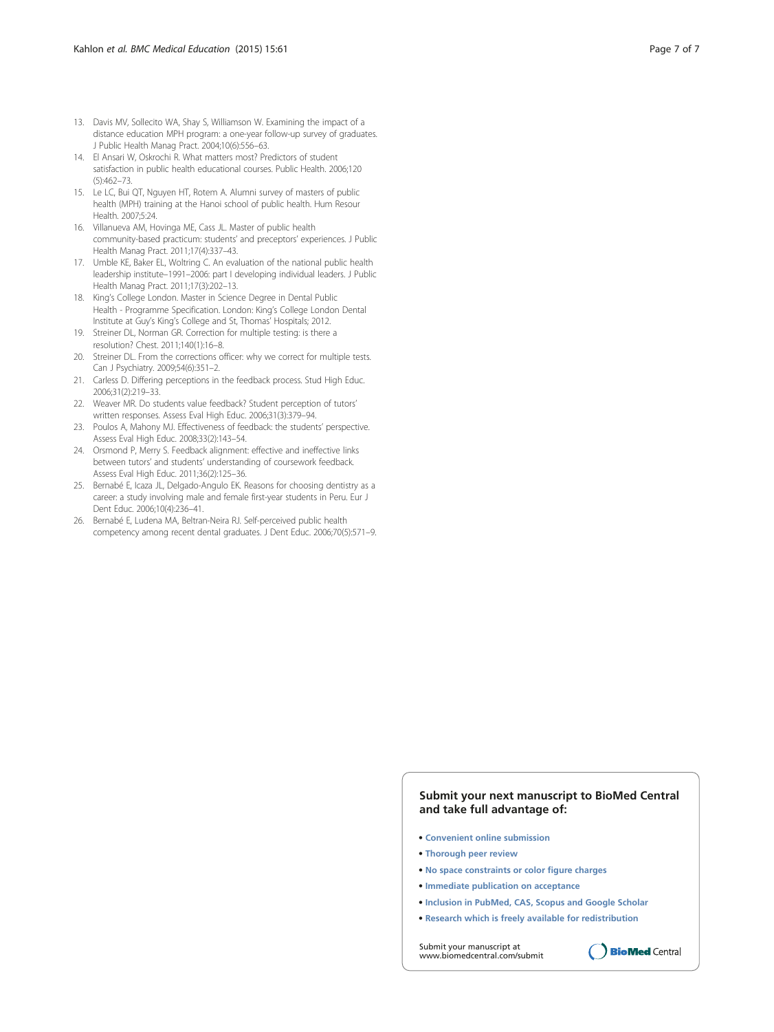13. Davis MV, Sollecito WA, Shay S, Williamson W. Examining the impact of a distance education MPH program: a one-year follow-up survey of graduates. J Public Health Manag Pract. 2004;10(6):556–63.
14. El Ansari W, Oskrochi R. What matters most? Predictors of student satisfaction in public health educational courses. Public Health. 2006;120 (5):462–73.
15. Le LC, Bui QT, Nguyen HT, Rotem A. Alumni survey of masters of public health (MPH) training at the Hanoi school of public health. Hum Resour Health. 2007;5:24.
16. Villanueva AM, Hovinga ME, Cass JL. Master of public health community-based practicum: students' and preceptors' experiences. J Public Health Manag Pract. 2011;17(4):337–43.
17. Umble KE, Baker EL, Woltring C. An evaluation of the national public health leadership institute–1991–2006: part I developing individual leaders. J Public Health Manag Pract. 2011;17(3):202–13.
18. King's College London. Master in Science Degree in Dental Public Health - Programme Specification. London: King's College London Dental Institute at Guy's King's College and St, Thomas' Hospitals; 2012.
19. Streiner DL, Norman GR. Correction for multiple testing: is there a resolution? Chest. 2011;140(1):16–8.
20. Streiner DL. From the corrections officer: why we correct for multiple tests. Can J Psychiatry. 2009;54(6):351–2.
21. Carless D. Differing perceptions in the feedback process. Stud High Educ. 2006;31(2):219–33.
22. Weaver MR. Do students value feedback? Student perception of tutors' written responses. Assess Eval High Educ. 2006;31(3):379–94.
23. Poulos A, Mahony MJ. Effectiveness of feedback: the students' perspective. Assess Eval High Educ. 2008;33(2):143–54.
24. Orsmond P, Merry S. Feedback alignment: effective and ineffective links between tutors' and students' understanding of coursework feedback. Assess Eval High Educ. 2011;36(2):125–36.
25. Bernabé E, Icaza JL, Delgado-Angulo EK. Reasons for choosing dentistry as a career: a study involving male and female first-year students in Peru. Eur J Dent Educ. 2006;10(4):236–41.
26. Bernabé E, Ludena MA, Beltran-Neira RJ. Self-perceived public health competency among recent dental graduates. J Dent Educ. 2006;70(5):571–9.

**Submit your next manuscript to BioMed Central and take full advantage of:**

- **Convenient online submission**
- **Thorough peer review**
- **No space constraints or color figure charges**
- **Immediate publication on acceptance**
- **Inclusion in PubMed, CAS, Scopus and Google Scholar**
- **Research which is freely available for redistribution**

Submit your manuscript at
www.biomedcentral.com/submit

BioMed Central